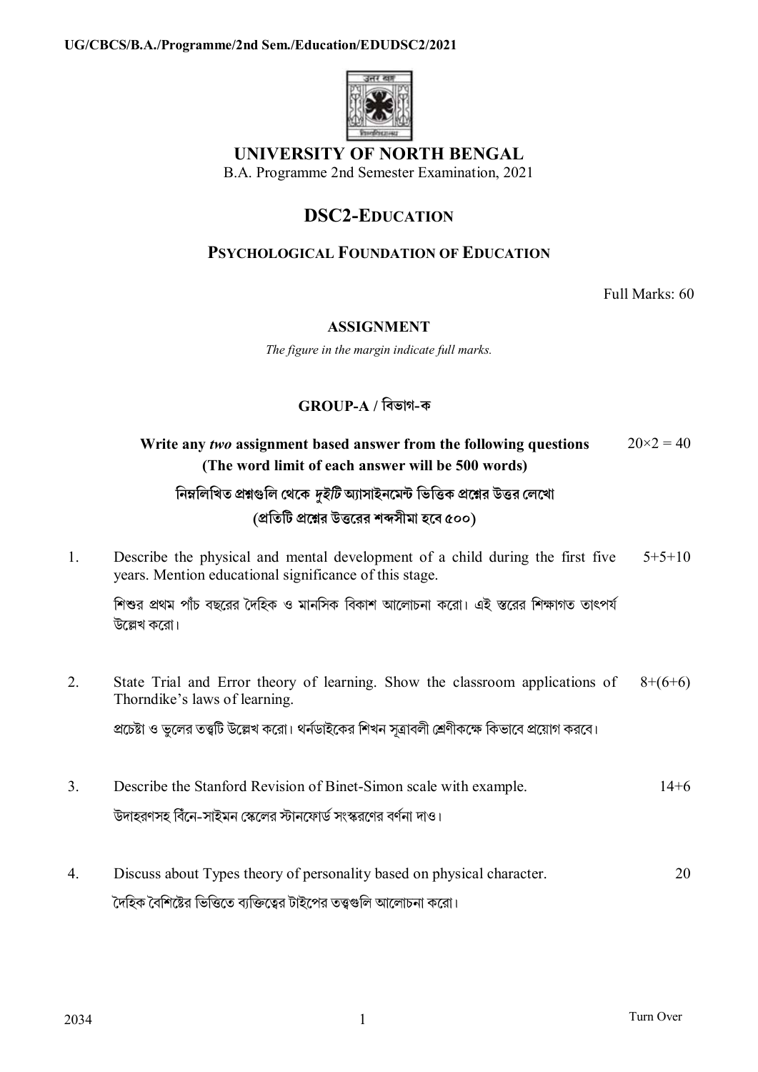UG/CBCS/B.A./Programme/2nd Sem./Education/EDUDSC2/2021

# UNIVERSITY OF NORTH BENGAL

B.A. Programme 2nd Semester Examination, 2021

## DSC2-EDUCATION

### PSYCHOLOGICAL FOUNDATION OF EDUCATION

Full Marks: 60

**ASSIGNMENT**

*The figure in the margin indicate full marks.*

**GROUP-A / বিভাগ-ক**

**Write any *two* assignment based answer from the following questions (The word limit of each answer will be 500 words)** $20\times2 = 40$

**নিম্নলিখিত প্রশ্নগুলি থেকে *দুইটি* অ্যাসাইনমেন্ট ভিত্তিক প্রশ্নের উত্তর লেখো (প্রতিটি প্রশ্নের উত্তরের শব্দসীমা হবে ৫০০)**

1. Describe the physical and mental development of a child during the first five years. Mention educational significance of this stage. 5+5+10

   শিশুর প্রথম পাঁচ বছরের দৈহিক ও মানসিক বিকাশ আলোচনা করো। এই স্তরের শিক্ষাগত তাৎপর্য উল্লেখ করো।

2. State Trial and Error theory of learning. Show the classroom applications of Thorndike's laws of learning. 8+(6+6)

   প্রচেষ্টা ও ভুলের তত্ত্বটি উল্লেখ করো। থর্নডাইকের শিখন সূত্রাবলী শ্রেণীকক্ষে কিভাবে প্রয়োগ করবে।

3. Describe the Stanford Revision of Binet-Simon scale with example. 14+6

   উদাহরণসহ বিঁনে-সাইমন স্কেলের স্টানফোর্ড সংস্করণের বর্ণনা দাও।

4. Discuss about Types theory of personality based on physical character. 20

   দৈহিক বৈশিষ্টের ভিত্তিতে ব্যক্তিত্বের টাইপের তত্ত্বগুলি আলোচনা করো।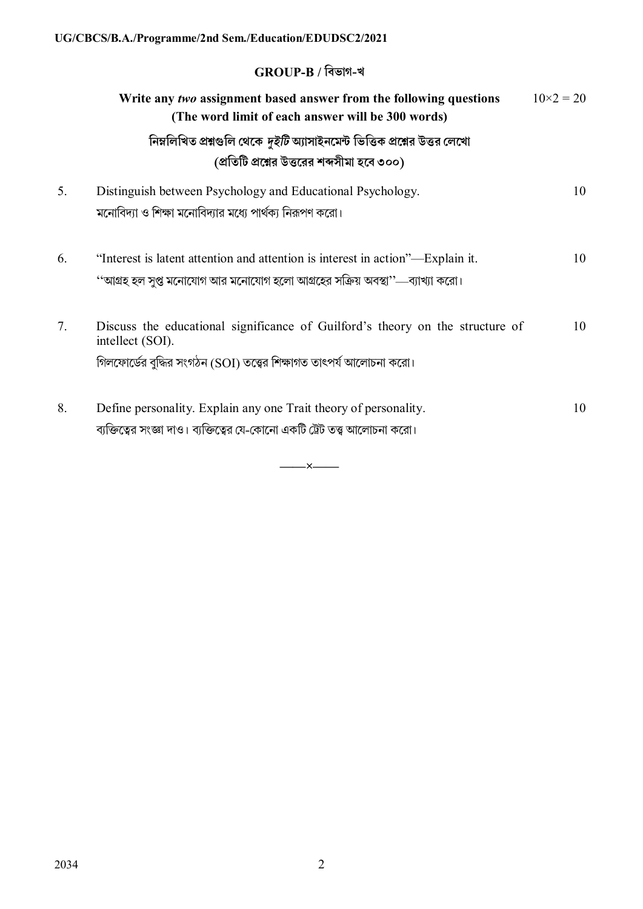## GROUP-B / বিভাগ-খ

**Write any *two* assignment based answer from the following questions (The word limit of each answer will be 300 words)** $10 \times 2 = 20$

**নিম্নলিখিত প্রশ্নগুলি থেকে *দুইটি* অ্যাসাইনমেন্ট ভিত্তিক প্রশ্নের উত্তর লেখো (প্রতিটি প্রশ্নের উত্তরের শব্দসীমা হবে ৩০০)**

5. Distinguish between Psychology and Educational Psychology. 10

   মনোবিদ্যা ও শিক্ষা মনোবিদ্যার মধ্যে পার্থক্য নিরূপণ করো।

6. "Interest is latent attention and attention is interest in action"—Explain it. 10

   ''আগ্রহ হল সুপ্ত মনোযোগ আর মনোযোগ হলো আগ্রহের সক্রিয় অবস্থা''—ব্যাখ্যা করো।

7. Discuss the educational significance of Guilford's theory on the structure of intellect (SOI). 10

   গিলফোর্ডের বুদ্ধির সংগঠন (SOI) তত্ত্বের শিক্ষাগত তাৎপর্য আলোচনা করো।

8. Define personality. Explain any one Trait theory of personality. 10

   ব্যক্তিত্বের সংজ্ঞা দাও। ব্যক্তিত্বের যে-কোনো একটি ট্রেট তত্ত্ব আলোচনা করো।

——×——